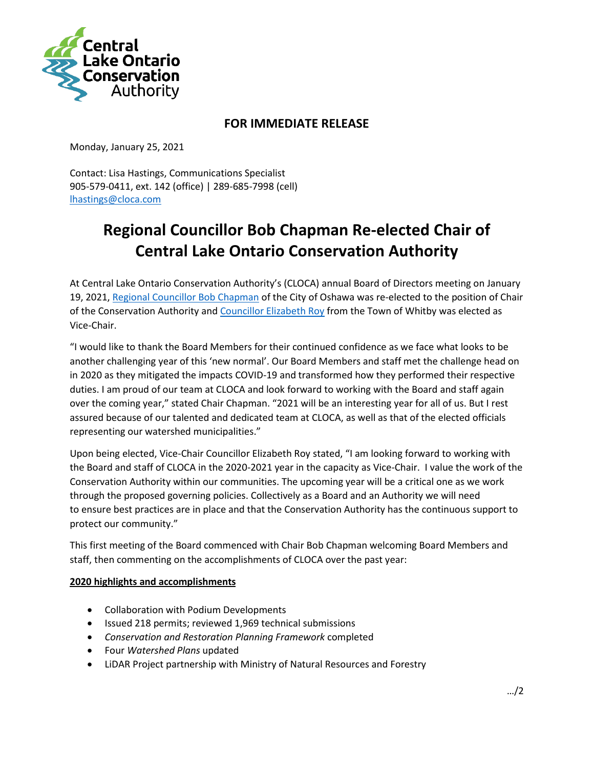Central Lake Ontario Conservation Authority

**FOR IMMEDIATE RELEASE**

Monday, January 25, 2021

Contact: Lisa Hastings, Communications Specialist
905-579-0411, ext. 142 (office) | 289-685-7998 (cell)
lhastings@cloca.com

# Regional Councillor Bob Chapman Re-elected Chair of Central Lake Ontario Conservation Authority

At Central Lake Ontario Conservation Authority's (CLOCA) annual Board of Directors meeting on January 19, 2021, Regional Councillor Bob Chapman of the City of Oshawa was re-elected to the position of Chair of the Conservation Authority and Councillor Elizabeth Roy from the Town of Whitby was elected as Vice-Chair.

"I would like to thank the Board Members for their continued confidence as we face what looks to be another challenging year of this 'new normal'. Our Board Members and staff met the challenge head on in 2020 as they mitigated the impacts COVID-19 and transformed how they performed their respective duties. I am proud of our team at CLOCA and look forward to working with the Board and staff again over the coming year," stated Chair Chapman. "2021 will be an interesting year for all of us. But I rest assured because of our talented and dedicated team at CLOCA, as well as that of the elected officials representing our watershed municipalities."

Upon being elected, Vice-Chair Councillor Elizabeth Roy stated, "I am looking forward to working with the Board and staff of CLOCA in the 2020-2021 year in the capacity as Vice-Chair. I value the work of the Conservation Authority within our communities. The upcoming year will be a critical one as we work through the proposed governing policies. Collectively as a Board and an Authority we will need to ensure best practices are in place and that the Conservation Authority has the continuous support to protect our community."

This first meeting of the Board commenced with Chair Bob Chapman welcoming Board Members and staff, then commenting on the accomplishments of CLOCA over the past year:

**2020 highlights and accomplishments**

- Collaboration with Podium Developments
- Issued 218 permits; reviewed 1,969 technical submissions
- *Conservation and Restoration Planning Framework* completed
- Four *Watershed Plans* updated
- LiDAR Project partnership with Ministry of Natural Resources and Forestry

…/2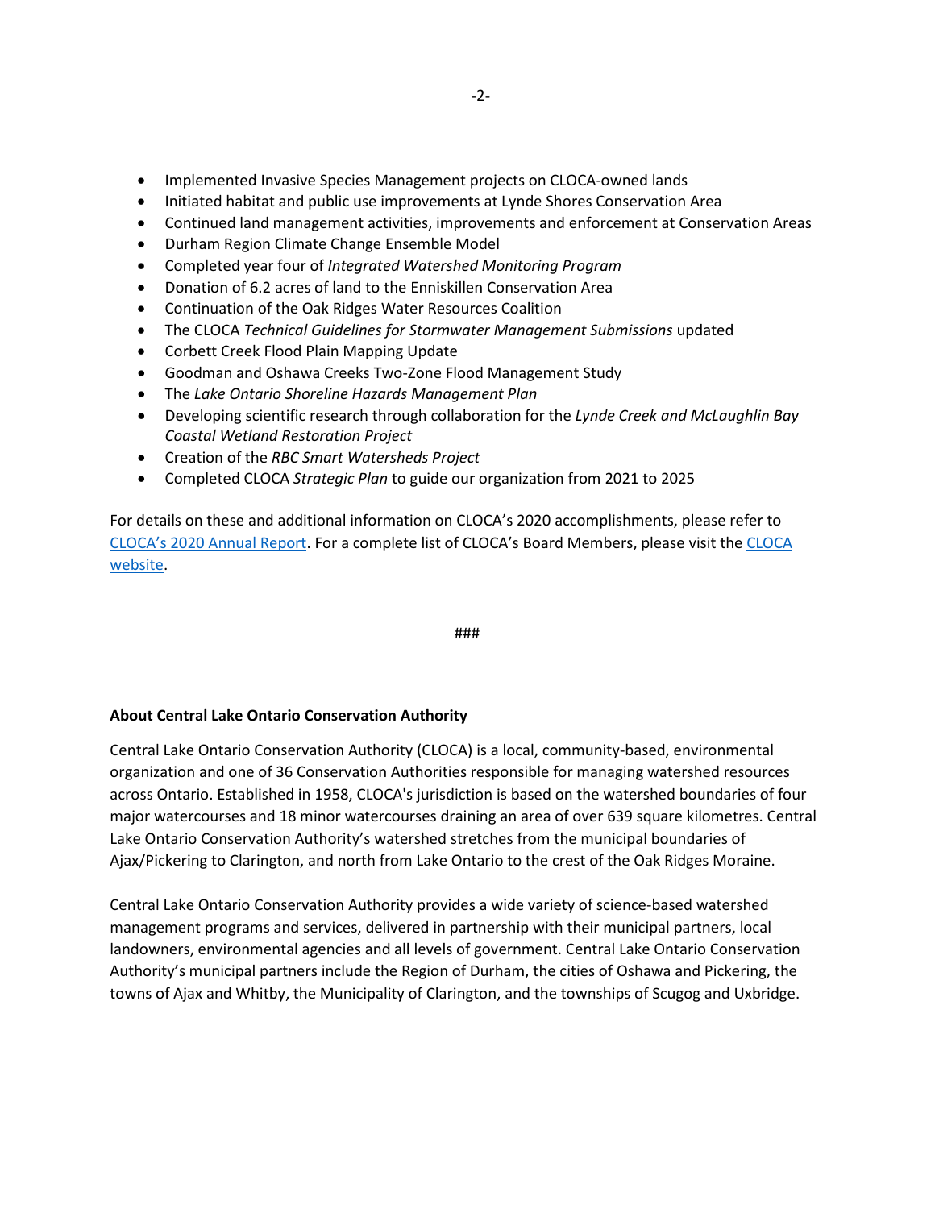- Implemented Invasive Species Management projects on CLOCA-owned lands
- Initiated habitat and public use improvements at Lynde Shores Conservation Area
- Continued land management activities, improvements and enforcement at Conservation Areas
- Durham Region Climate Change Ensemble Model
- Completed year four of *Integrated Watershed Monitoring Program*
- Donation of 6.2 acres of land to the Enniskillen Conservation Area
- Continuation of the Oak Ridges Water Resources Coalition
- The CLOCA *Technical Guidelines for Stormwater Management Submissions* updated
- Corbett Creek Flood Plain Mapping Update
- Goodman and Oshawa Creeks Two-Zone Flood Management Study
- The *Lake Ontario Shoreline Hazards Management Plan*
- Developing scientific research through collaboration for the *Lynde Creek and McLaughlin Bay Coastal Wetland Restoration Project*
- Creation of the *RBC Smart Watersheds Project*
- Completed CLOCA *Strategic Plan* to guide our organization from 2021 to 2025

For details on these and additional information on CLOCA's 2020 accomplishments, please refer to CLOCA's 2020 Annual Report. For a complete list of CLOCA's Board Members, please visit the CLOCA website.

###

**About Central Lake Ontario Conservation Authority**

Central Lake Ontario Conservation Authority (CLOCA) is a local, community-based, environmental organization and one of 36 Conservation Authorities responsible for managing watershed resources across Ontario. Established in 1958, CLOCA's jurisdiction is based on the watershed boundaries of four major watercourses and 18 minor watercourses draining an area of over 639 square kilometres. Central Lake Ontario Conservation Authority's watershed stretches from the municipal boundaries of Ajax/Pickering to Clarington, and north from Lake Ontario to the crest of the Oak Ridges Moraine.

Central Lake Ontario Conservation Authority provides a wide variety of science-based watershed management programs and services, delivered in partnership with their municipal partners, local landowners, environmental agencies and all levels of government. Central Lake Ontario Conservation Authority's municipal partners include the Region of Durham, the cities of Oshawa and Pickering, the towns of Ajax and Whitby, the Municipality of Clarington, and the townships of Scugog and Uxbridge.